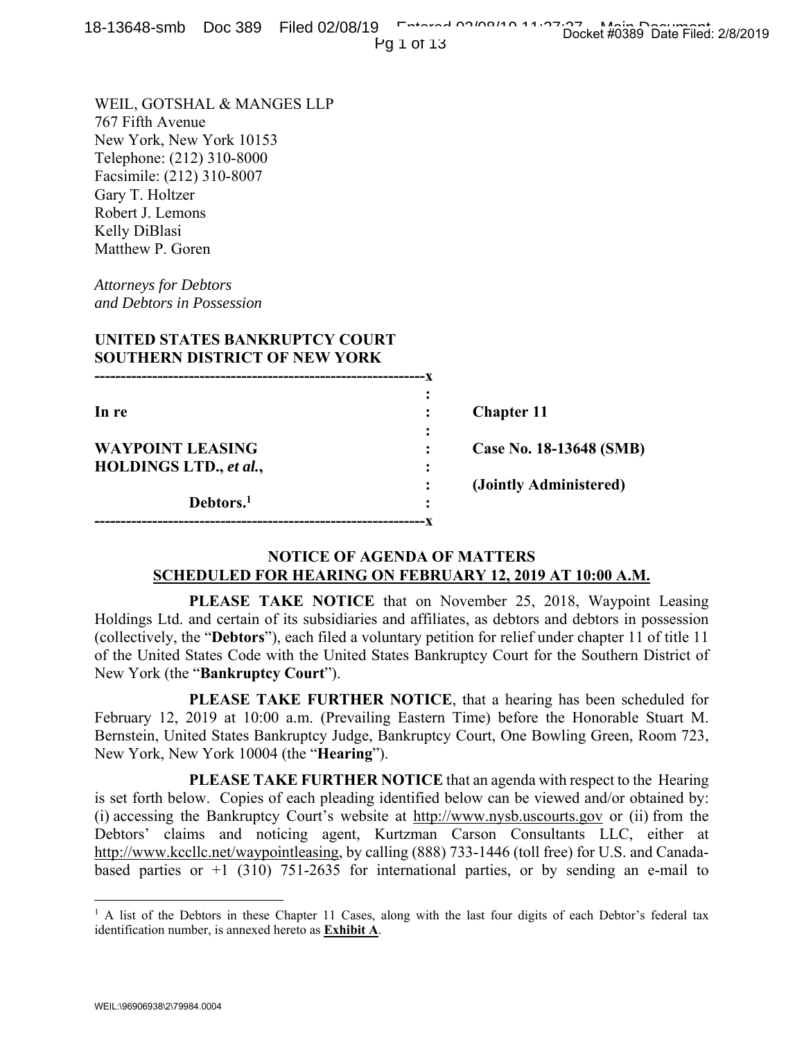WEIL, GOTSHAL & MANGES LLP
767 Fifth Avenue
New York, New York 10153
Telephone: (212) 310-8000
Facsimile: (212) 310-8007
Gary T. Holtzer
Robert J. Lemons
Kelly DiBlasi
Matthew P. Goren

*Attorneys for Debtors*
*and Debtors in Possession*

**UNITED STATES BANKRUPTCY COURT**
**SOUTHERN DISTRICT OF NEW YORK**

| | | |
|---|---|---|
| **In re** | : | **Chapter 11** |
| **WAYPOINT LEASING HOLDINGS LTD.,** ***et al.*****,** | : | **Case No. 18-13648 (SMB)** |
| | : | **(Jointly Administered)** |
| **Debtors.**[1] | : | |

## NOTICE OF AGENDA OF MATTERS SCHEDULED FOR HEARING ON FEBRUARY 12, 2019 AT 10:00 A.M.

**PLEASE TAKE NOTICE** that on November 25, 2018, Waypoint Leasing Holdings Ltd. and certain of its subsidiaries and affiliates, as debtors and debtors in possession (collectively, the "**Debtors**"), each filed a voluntary petition for relief under chapter 11 of title 11 of the United States Code with the United States Bankruptcy Court for the Southern District of New York (the "**Bankruptcy Court**").

**PLEASE TAKE FURTHER NOTICE**, that a hearing has been scheduled for February 12, 2019 at 10:00 a.m. (Prevailing Eastern Time) before the Honorable Stuart M. Bernstein, United States Bankruptcy Judge, Bankruptcy Court, One Bowling Green, Room 723, New York, New York 10004 (the "**Hearing**").

**PLEASE TAKE FURTHER NOTICE** that an agenda with respect to the Hearing is set forth below. Copies of each pleading identified below can be viewed and/or obtained by: (i) accessing the Bankruptcy Court's website at http://www.nysb.uscourts.gov or (ii) from the Debtors' claims and noticing agent, Kurtzman Carson Consultants LLC, either at http://www.kccllc.net/waypointleasing, by calling (888) 733-1446 (toll free) for U.S. and Canada-based parties or +1 (310) 751-2635 for international parties, or by sending an e-mail to

[1] A list of the Debtors in these Chapter 11 Cases, along with the last four digits of each Debtor's federal tax identification number, is annexed hereto as **Exhibit A**.

WEIL:\96906938\2\79984.0004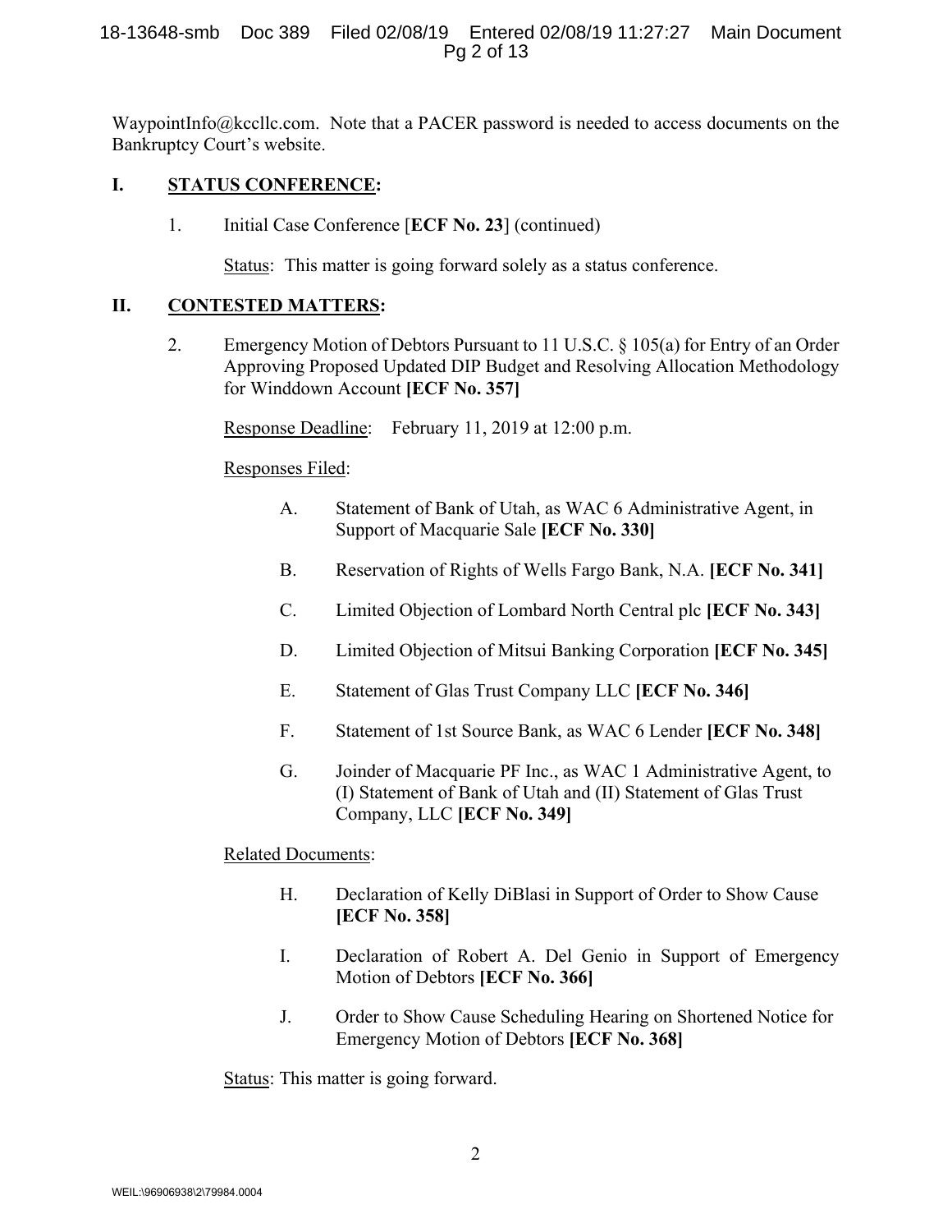WaypointInfo@kccllc.com. Note that a PACER password is needed to access documents on the Bankruptcy Court's website.

## I. STATUS CONFERENCE:

1. Initial Case Conference [**ECF No. 23**] (continued)

   Status: This matter is going forward solely as a status conference.

## II. CONTESTED MATTERS:

2. Emergency Motion of Debtors Pursuant to 11 U.S.C. § 105(a) for Entry of an Order Approving Proposed Updated DIP Budget and Resolving Allocation Methodology for Winddown Account **[ECF No. 357]**

   Response Deadline: February 11, 2019 at 12:00 p.m.

   Responses Filed:

   A. Statement of Bank of Utah, as WAC 6 Administrative Agent, in Support of Macquarie Sale **[ECF No. 330]**

   B. Reservation of Rights of Wells Fargo Bank, N.A. **[ECF No. 341]**

   C. Limited Objection of Lombard North Central plc **[ECF No. 343]**

   D. Limited Objection of Mitsui Banking Corporation **[ECF No. 345]**

   E. Statement of Glas Trust Company LLC **[ECF No. 346]**

   F. Statement of 1st Source Bank, as WAC 6 Lender **[ECF No. 348]**

   G. Joinder of Macquarie PF Inc., as WAC 1 Administrative Agent, to (I) Statement of Bank of Utah and (II) Statement of Glas Trust Company, LLC **[ECF No. 349]**

   Related Documents:

   H. Declaration of Kelly DiBlasi in Support of Order to Show Cause **[ECF No. 358]**

   I. Declaration of Robert A. Del Genio in Support of Emergency Motion of Debtors **[ECF No. 366]**

   J. Order to Show Cause Scheduling Hearing on Shortened Notice for Emergency Motion of Debtors **[ECF No. 368]**

   Status: This matter is going forward.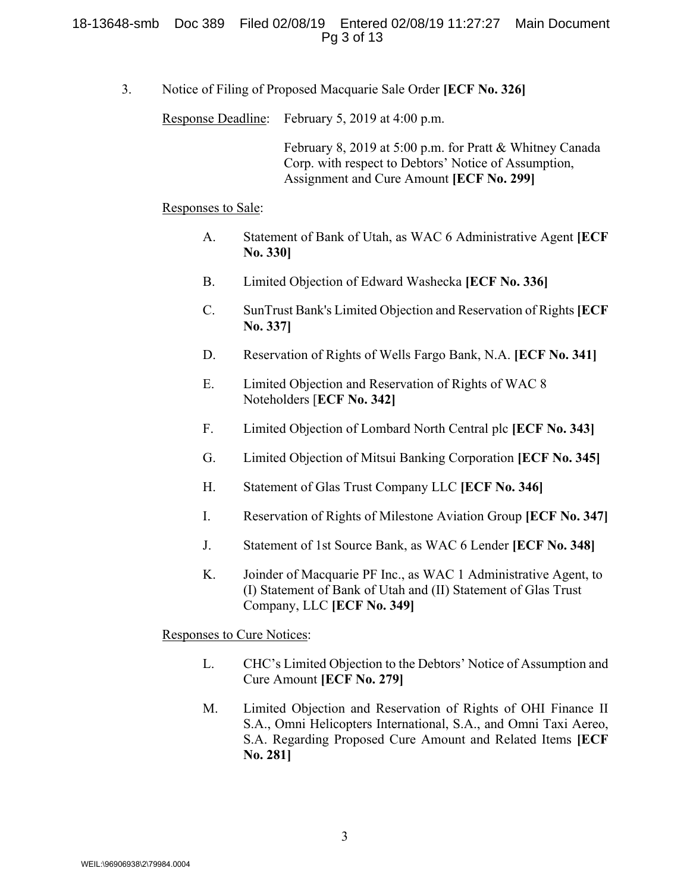3. Notice of Filing of Proposed Macquarie Sale Order **[ECF No. 326]**

 Response Deadline: February 5, 2019 at 4:00 p.m.

 February 8, 2019 at 5:00 p.m. for Pratt & Whitney Canada Corp. with respect to Debtors' Notice of Assumption, Assignment and Cure Amount **[ECF No. 299]**

 Responses to Sale:

 A. Statement of Bank of Utah, as WAC 6 Administrative Agent **[ECF No. 330]**

 B. Limited Objection of Edward Washecka **[ECF No. 336]**

 C. SunTrust Bank's Limited Objection and Reservation of Rights **[ECF No. 337]**

 D. Reservation of Rights of Wells Fargo Bank, N.A. **[ECF No. 341]**

 E. Limited Objection and Reservation of Rights of WAC 8 Noteholders [**ECF No. 342]**

 F. Limited Objection of Lombard North Central plc **[ECF No. 343]**

 G. Limited Objection of Mitsui Banking Corporation **[ECF No. 345]**

 H. Statement of Glas Trust Company LLC **[ECF No. 346]**

 I. Reservation of Rights of Milestone Aviation Group **[ECF No. 347]**

 J. Statement of 1st Source Bank, as WAC 6 Lender **[ECF No. 348]**

 K. Joinder of Macquarie PF Inc., as WAC 1 Administrative Agent, to (I) Statement of Bank of Utah and (II) Statement of Glas Trust Company, LLC **[ECF No. 349]**

 Responses to Cure Notices:

 L. CHC's Limited Objection to the Debtors' Notice of Assumption and Cure Amount **[ECF No. 279]**

 M. Limited Objection and Reservation of Rights of OHI Finance II S.A., Omni Helicopters International, S.A., and Omni Taxi Aereo, S.A. Regarding Proposed Cure Amount and Related Items **[ECF No. 281]**

WEIL:\96906938\2\79984.0004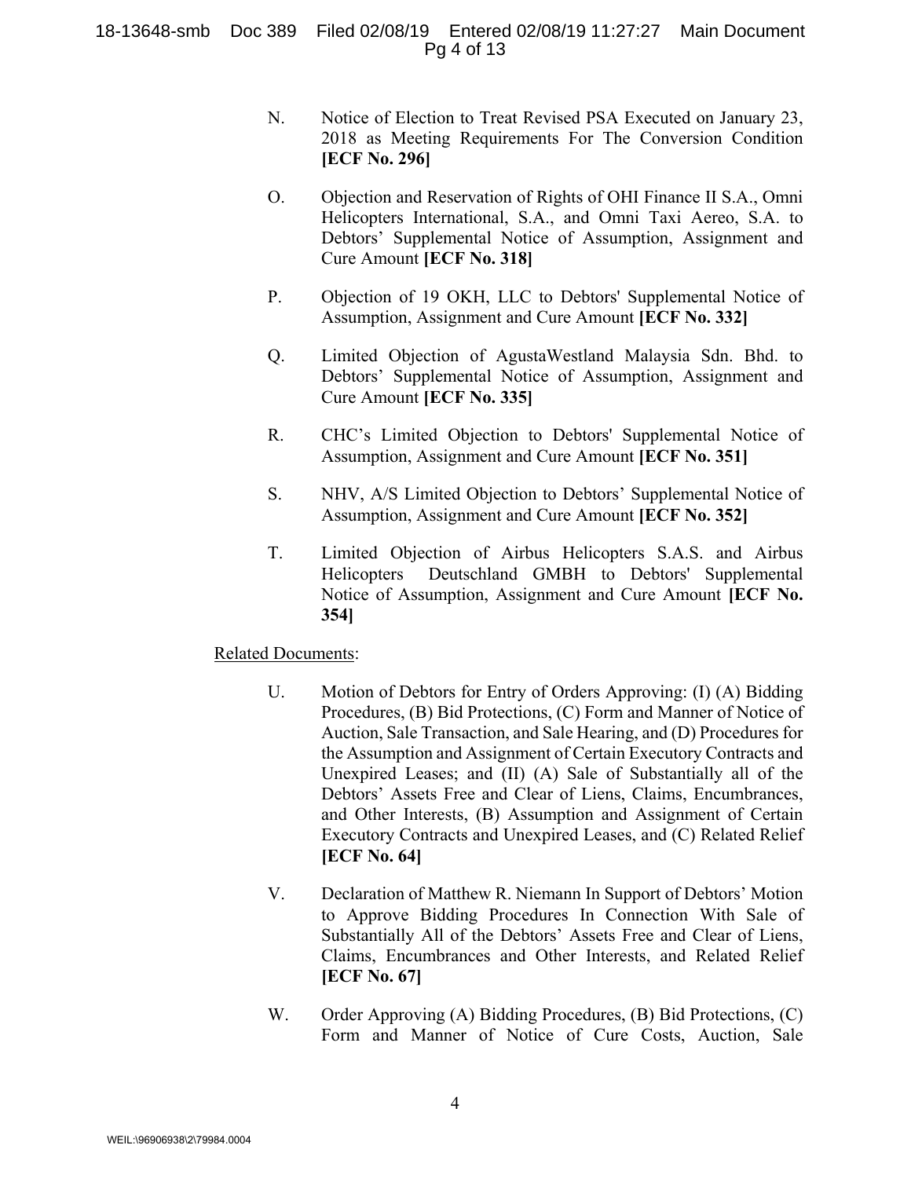N. Notice of Election to Treat Revised PSA Executed on January 23, 2018 as Meeting Requirements For The Conversion Condition **[ECF No. 296]**

O. Objection and Reservation of Rights of OHI Finance II S.A., Omni Helicopters International, S.A., and Omni Taxi Aereo, S.A. to Debtors' Supplemental Notice of Assumption, Assignment and Cure Amount **[ECF No. 318]**

P. Objection of 19 OKH, LLC to Debtors' Supplemental Notice of Assumption, Assignment and Cure Amount **[ECF No. 332]**

Q. Limited Objection of AgustaWestland Malaysia Sdn. Bhd. to Debtors' Supplemental Notice of Assumption, Assignment and Cure Amount **[ECF No. 335]**

R. CHC's Limited Objection to Debtors' Supplemental Notice of Assumption, Assignment and Cure Amount **[ECF No. 351]**

S. NHV, A/S Limited Objection to Debtors' Supplemental Notice of Assumption, Assignment and Cure Amount **[ECF No. 352]**

T. Limited Objection of Airbus Helicopters S.A.S. and Airbus Helicopters Deutschland GMBH to Debtors' Supplemental Notice of Assumption, Assignment and Cure Amount **[ECF No. 354]**

Related Documents:

U. Motion of Debtors for Entry of Orders Approving: (I) (A) Bidding Procedures, (B) Bid Protections, (C) Form and Manner of Notice of Auction, Sale Transaction, and Sale Hearing, and (D) Procedures for the Assumption and Assignment of Certain Executory Contracts and Unexpired Leases; and (II) (A) Sale of Substantially all of the Debtors' Assets Free and Clear of Liens, Claims, Encumbrances, and Other Interests, (B) Assumption and Assignment of Certain Executory Contracts and Unexpired Leases, and (C) Related Relief **[ECF No. 64]**

V. Declaration of Matthew R. Niemann In Support of Debtors' Motion to Approve Bidding Procedures In Connection With Sale of Substantially All of the Debtors' Assets Free and Clear of Liens, Claims, Encumbrances and Other Interests, and Related Relief **[ECF No. 67]**

W. Order Approving (A) Bidding Procedures, (B) Bid Protections, (C) Form and Manner of Notice of Cure Costs, Auction, Sale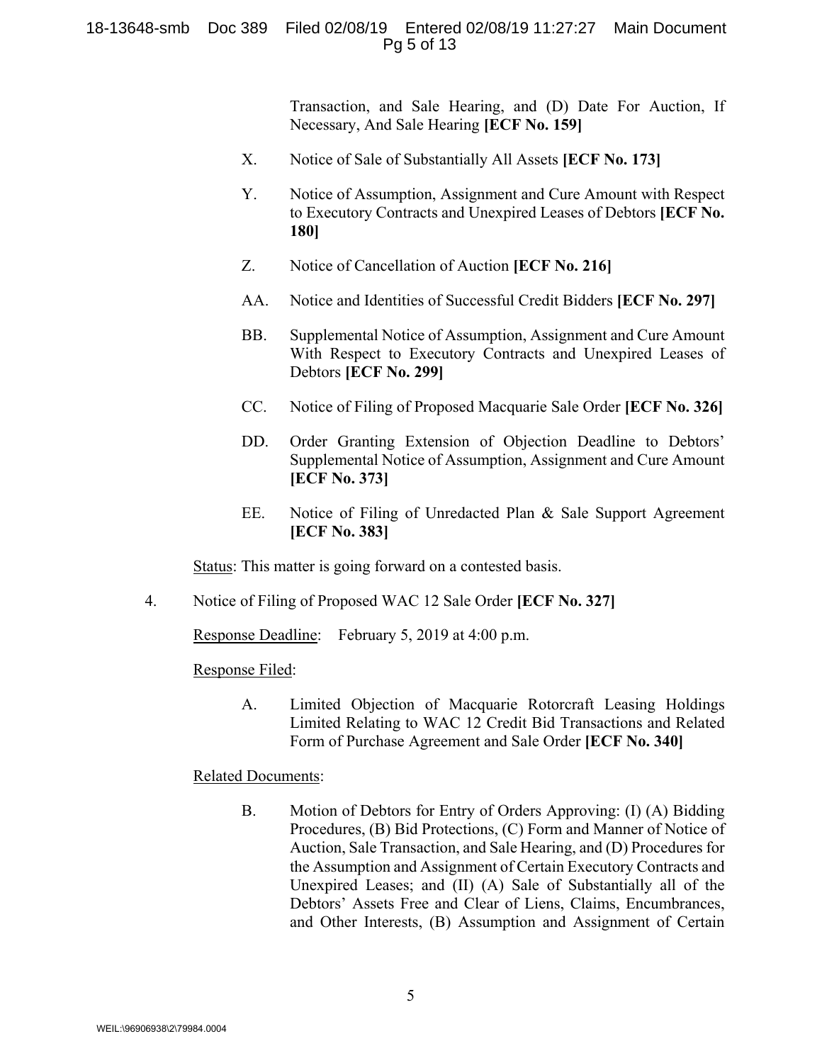Transaction, and Sale Hearing, and (D) Date For Auction, If Necessary, And Sale Hearing **[ECF No. 159]**

X. Notice of Sale of Substantially All Assets **[ECF No. 173]**

Y. Notice of Assumption, Assignment and Cure Amount with Respect to Executory Contracts and Unexpired Leases of Debtors **[ECF No. 180]**

Z. Notice of Cancellation of Auction **[ECF No. 216]**

AA. Notice and Identities of Successful Credit Bidders **[ECF No. 297]**

BB. Supplemental Notice of Assumption, Assignment and Cure Amount With Respect to Executory Contracts and Unexpired Leases of Debtors **[ECF No. 299]**

CC. Notice of Filing of Proposed Macquarie Sale Order **[ECF No. 326]**

DD. Order Granting Extension of Objection Deadline to Debtors' Supplemental Notice of Assumption, Assignment and Cure Amount **[ECF No. 373]**

EE. Notice of Filing of Unredacted Plan & Sale Support Agreement **[ECF No. 383]**

Status: This matter is going forward on a contested basis.

4. Notice of Filing of Proposed WAC 12 Sale Order **[ECF No. 327]**

Response Deadline: February 5, 2019 at 4:00 p.m.

Response Filed:

A. Limited Objection of Macquarie Rotorcraft Leasing Holdings Limited Relating to WAC 12 Credit Bid Transactions and Related Form of Purchase Agreement and Sale Order **[ECF No. 340]**

Related Documents:

B. Motion of Debtors for Entry of Orders Approving: (I) (A) Bidding Procedures, (B) Bid Protections, (C) Form and Manner of Notice of Auction, Sale Transaction, and Sale Hearing, and (D) Procedures for the Assumption and Assignment of Certain Executory Contracts and Unexpired Leases; and (II) (A) Sale of Substantially all of the Debtors' Assets Free and Clear of Liens, Claims, Encumbrances, and Other Interests, (B) Assumption and Assignment of Certain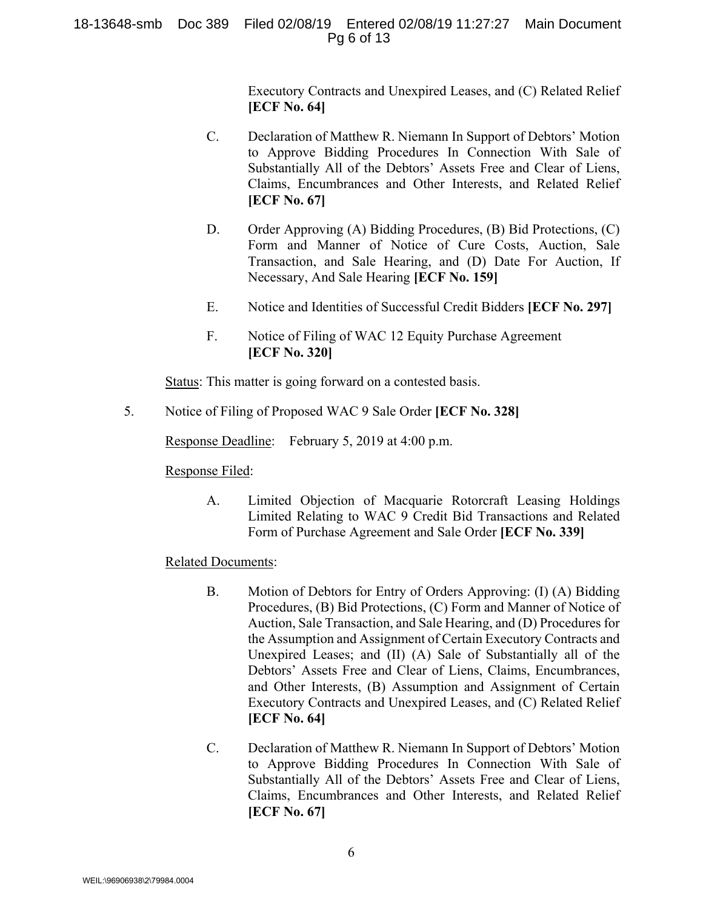Executory Contracts and Unexpired Leases, and (C) Related Relief **[ECF No. 64]**

C. Declaration of Matthew R. Niemann In Support of Debtors' Motion to Approve Bidding Procedures In Connection With Sale of Substantially All of the Debtors' Assets Free and Clear of Liens, Claims, Encumbrances and Other Interests, and Related Relief **[ECF No. 67]**

D. Order Approving (A) Bidding Procedures, (B) Bid Protections, (C) Form and Manner of Notice of Cure Costs, Auction, Sale Transaction, and Sale Hearing, and (D) Date For Auction, If Necessary, And Sale Hearing **[ECF No. 159]**

E. Notice and Identities of Successful Credit Bidders **[ECF No. 297]**

F. Notice of Filing of WAC 12 Equity Purchase Agreement **[ECF No. 320]**

Status: This matter is going forward on a contested basis.

5. Notice of Filing of Proposed WAC 9 Sale Order **[ECF No. 328]**

Response Deadline: February 5, 2019 at 4:00 p.m.

Response Filed:

A. Limited Objection of Macquarie Rotorcraft Leasing Holdings Limited Relating to WAC 9 Credit Bid Transactions and Related Form of Purchase Agreement and Sale Order **[ECF No. 339]**

Related Documents:

B. Motion of Debtors for Entry of Orders Approving: (I) (A) Bidding Procedures, (B) Bid Protections, (C) Form and Manner of Notice of Auction, Sale Transaction, and Sale Hearing, and (D) Procedures for the Assumption and Assignment of Certain Executory Contracts and Unexpired Leases; and (II) (A) Sale of Substantially all of the Debtors' Assets Free and Clear of Liens, Claims, Encumbrances, and Other Interests, (B) Assumption and Assignment of Certain Executory Contracts and Unexpired Leases, and (C) Related Relief **[ECF No. 64]**

C. Declaration of Matthew R. Niemann In Support of Debtors' Motion to Approve Bidding Procedures In Connection With Sale of Substantially All of the Debtors' Assets Free and Clear of Liens, Claims, Encumbrances and Other Interests, and Related Relief **[ECF No. 67]**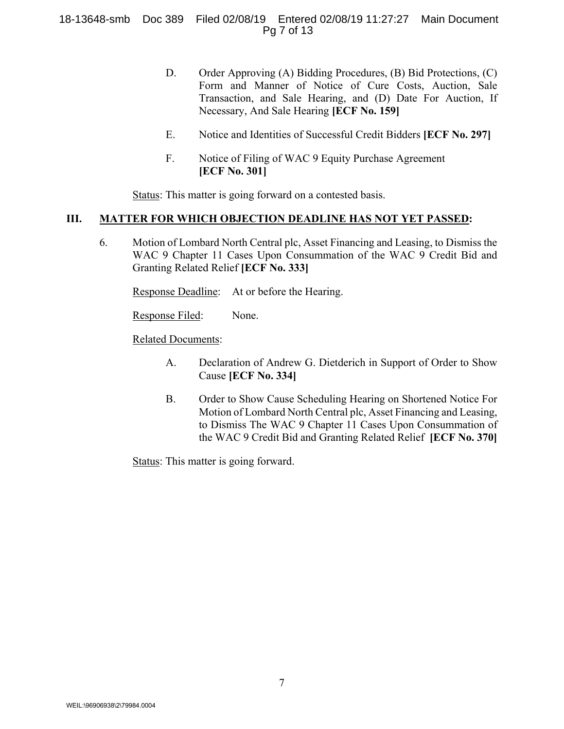D. Order Approving (A) Bidding Procedures, (B) Bid Protections, (C) Form and Manner of Notice of Cure Costs, Auction, Sale Transaction, and Sale Hearing, and (D) Date For Auction, If Necessary, And Sale Hearing **[ECF No. 159]**

E. Notice and Identities of Successful Credit Bidders **[ECF No. 297]**

F. Notice of Filing of WAC 9 Equity Purchase Agreement **[ECF No. 301]**

Status: This matter is going forward on a contested basis.

## III. MATTER FOR WHICH OBJECTION DEADLINE HAS NOT YET PASSED:

6. Motion of Lombard North Central plc, Asset Financing and Leasing, to Dismiss the WAC 9 Chapter 11 Cases Upon Consummation of the WAC 9 Credit Bid and Granting Related Relief **[ECF No. 333]**

Response Deadline: At or before the Hearing.

Response Filed: None.

Related Documents:

A. Declaration of Andrew G. Dietderich in Support of Order to Show Cause **[ECF No. 334]**

B. Order to Show Cause Scheduling Hearing on Shortened Notice For Motion of Lombard North Central plc, Asset Financing and Leasing, to Dismiss The WAC 9 Chapter 11 Cases Upon Consummation of the WAC 9 Credit Bid and Granting Related Relief **[ECF No. 370]**

Status: This matter is going forward.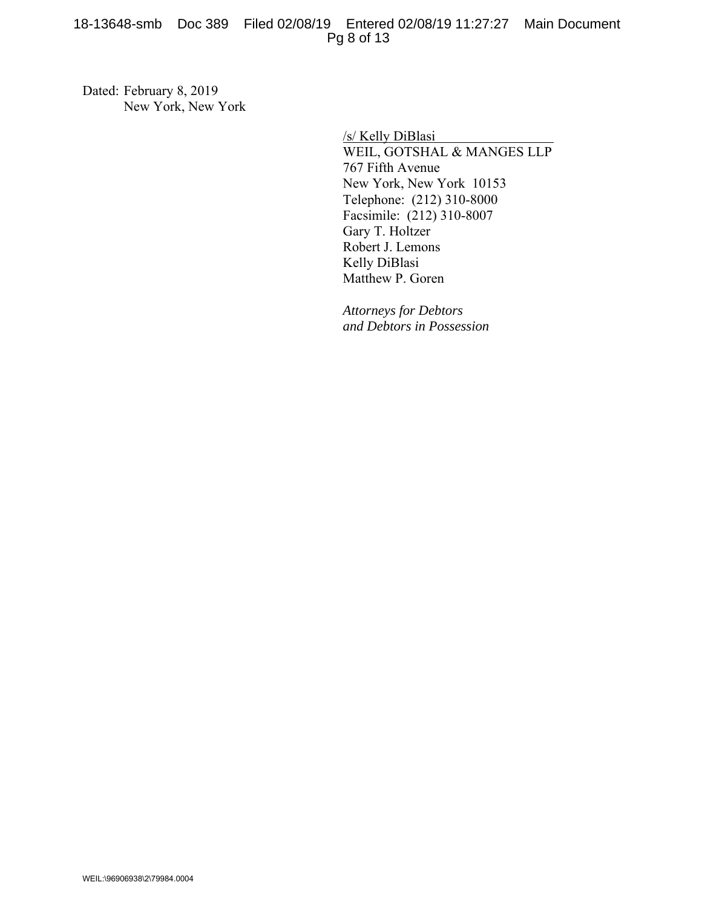Dated: February 8, 2019
New York, New York

/s/ Kelly DiBlasi
WEIL, GOTSHAL & MANGES LLP
767 Fifth Avenue
New York, New York 10153
Telephone: (212) 310-8000
Facsimile: (212) 310-8007
Gary T. Holtzer
Robert J. Lemons
Kelly DiBlasi
Matthew P. Goren

*Attorneys for Debtors*
*and Debtors in Possession*

WEIL:\96906938\2\79984.0004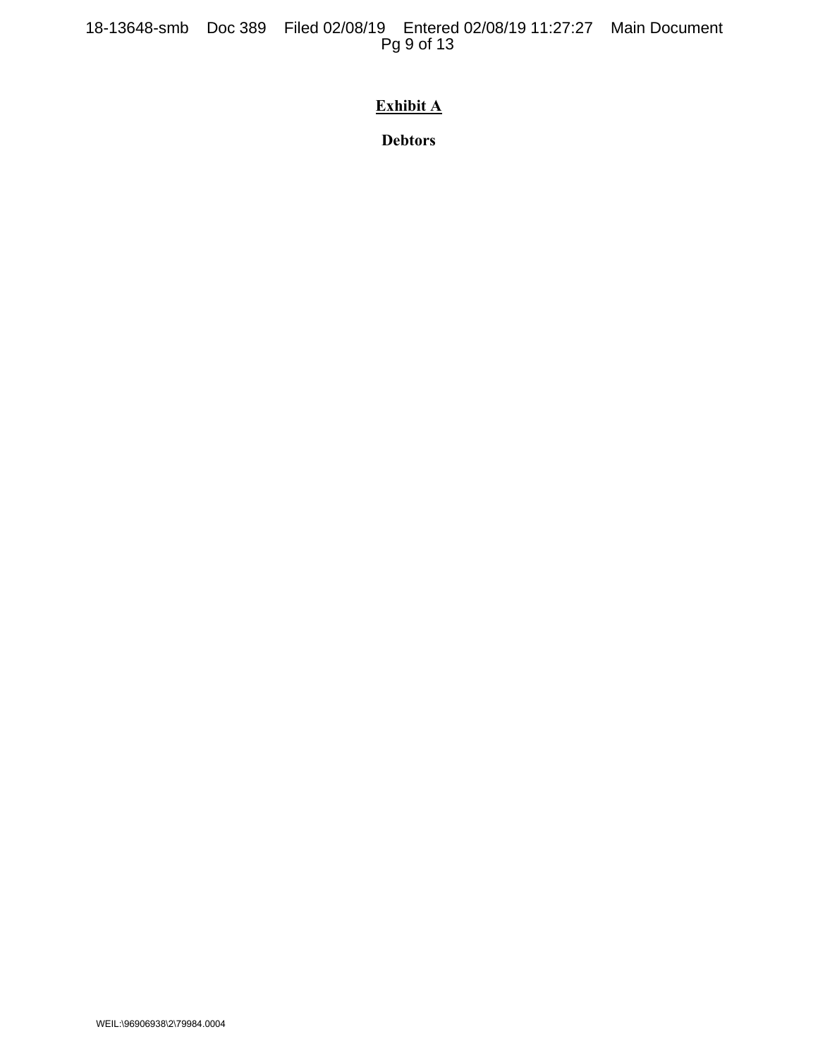**Exhibit A**

**Debtors**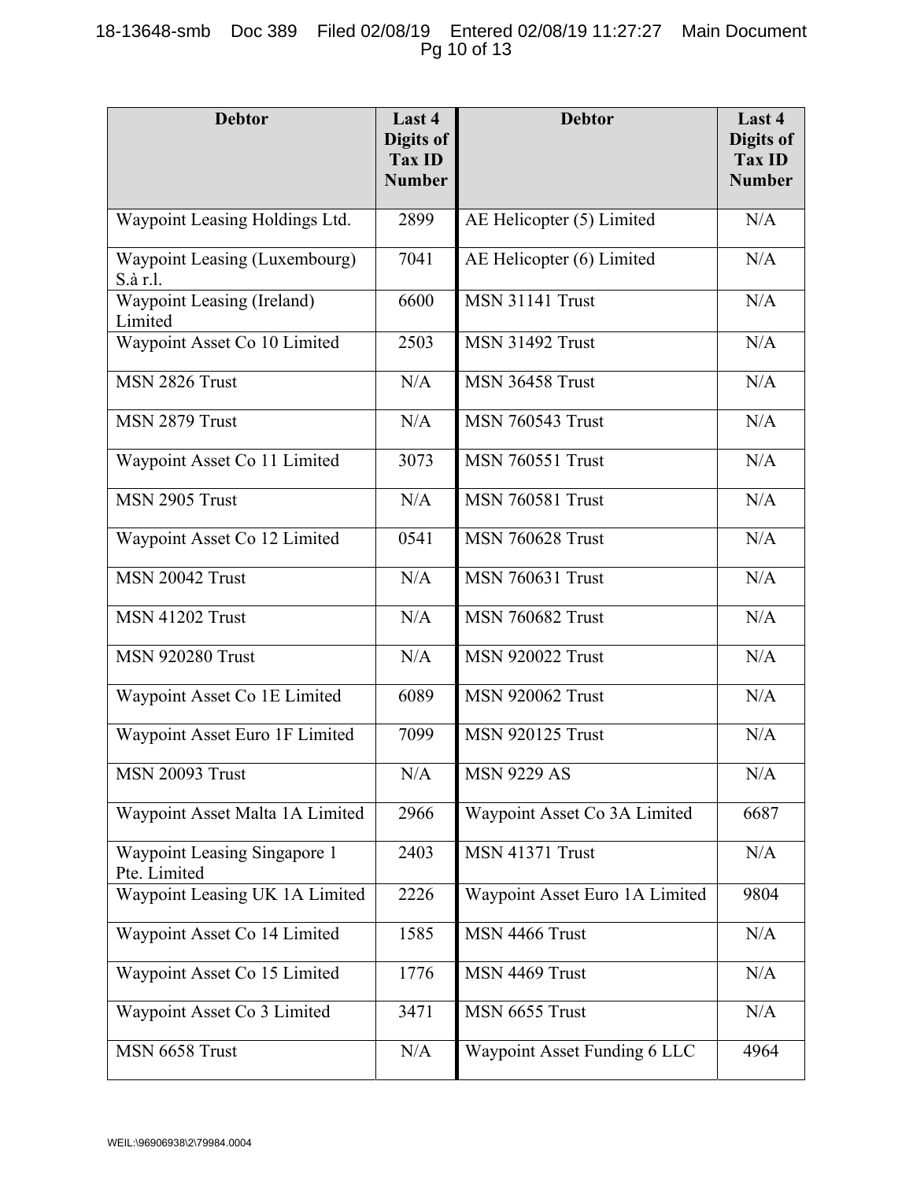| Debtor | Last 4 Digits of Tax ID Number | Debtor | Last 4 Digits of Tax ID Number |
|---|---|---|---|
| Waypoint Leasing Holdings Ltd. | 2899 | AE Helicopter (5) Limited | N/A |
| Waypoint Leasing (Luxembourg) S.à r.l. | 7041 | AE Helicopter (6) Limited | N/A |
| Waypoint Leasing (Ireland) Limited | 6600 | MSN 31141 Trust | N/A |
| Waypoint Asset Co 10 Limited | 2503 | MSN 31492 Trust | N/A |
| MSN 2826 Trust | N/A | MSN 36458 Trust | N/A |
| MSN 2879 Trust | N/A | MSN 760543 Trust | N/A |
| Waypoint Asset Co 11 Limited | 3073 | MSN 760551 Trust | N/A |
| MSN 2905 Trust | N/A | MSN 760581 Trust | N/A |
| Waypoint Asset Co 12 Limited | 0541 | MSN 760628 Trust | N/A |
| MSN 20042 Trust | N/A | MSN 760631 Trust | N/A |
| MSN 41202 Trust | N/A | MSN 760682 Trust | N/A |
| MSN 920280 Trust | N/A | MSN 920022 Trust | N/A |
| Waypoint Asset Co 1E Limited | 6089 | MSN 920062 Trust | N/A |
| Waypoint Asset Euro 1F Limited | 7099 | MSN 920125 Trust | N/A |
| MSN 20093 Trust | N/A | MSN 9229 AS | N/A |
| Waypoint Asset Malta 1A Limited | 2966 | Waypoint Asset Co 3A Limited | 6687 |
| Waypoint Leasing Singapore 1 Pte. Limited | 2403 | MSN 41371 Trust | N/A |
| Waypoint Leasing UK 1A Limited | 2226 | Waypoint Asset Euro 1A Limited | 9804 |
| Waypoint Asset Co 14 Limited | 1585 | MSN 4466 Trust | N/A |
| Waypoint Asset Co 15 Limited | 1776 | MSN 4469 Trust | N/A |
| Waypoint Asset Co 3 Limited | 3471 | MSN 6655 Trust | N/A |
| MSN 6658 Trust | N/A | Waypoint Asset Funding 6 LLC | 4964 |

WEIL:\96906938\2\79984.0004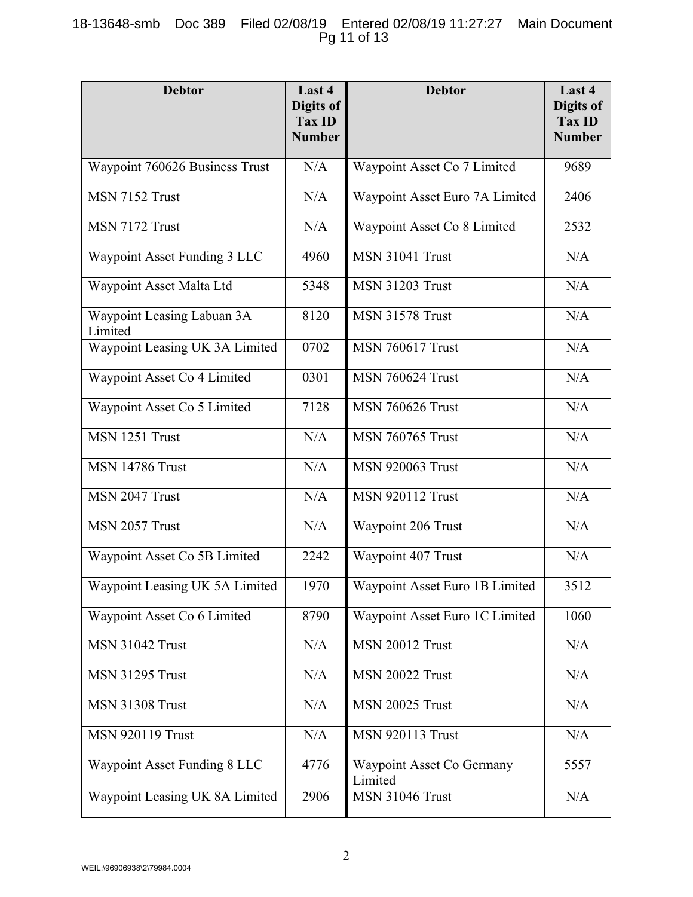| Debtor | Last 4 Digits of Tax ID Number | Debtor | Last 4 Digits of Tax ID Number |
|---|---|---|---|
| Waypoint 760626 Business Trust | N/A | Waypoint Asset Co 7 Limited | 9689 |
| MSN 7152 Trust | N/A | Waypoint Asset Euro 7A Limited | 2406 |
| MSN 7172 Trust | N/A | Waypoint Asset Co 8 Limited | 2532 |
| Waypoint Asset Funding 3 LLC | 4960 | MSN 31041 Trust | N/A |
| Waypoint Asset Malta Ltd | 5348 | MSN 31203 Trust | N/A |
| Waypoint Leasing Labuan 3A Limited | 8120 | MSN 31578 Trust | N/A |
| Waypoint Leasing UK 3A Limited | 0702 | MSN 760617 Trust | N/A |
| Waypoint Asset Co 4 Limited | 0301 | MSN 760624 Trust | N/A |
| Waypoint Asset Co 5 Limited | 7128 | MSN 760626 Trust | N/A |
| MSN 1251 Trust | N/A | MSN 760765 Trust | N/A |
| MSN 14786 Trust | N/A | MSN 920063 Trust | N/A |
| MSN 2047 Trust | N/A | MSN 920112 Trust | N/A |
| MSN 2057 Trust | N/A | Waypoint 206 Trust | N/A |
| Waypoint Asset Co 5B Limited | 2242 | Waypoint 407 Trust | N/A |
| Waypoint Leasing UK 5A Limited | 1970 | Waypoint Asset Euro 1B Limited | 3512 |
| Waypoint Asset Co 6 Limited | 8790 | Waypoint Asset Euro 1C Limited | 1060 |
| MSN 31042 Trust | N/A | MSN 20012 Trust | N/A |
| MSN 31295 Trust | N/A | MSN 20022 Trust | N/A |
| MSN 31308 Trust | N/A | MSN 20025 Trust | N/A |
| MSN 920119 Trust | N/A | MSN 920113 Trust | N/A |
| Waypoint Asset Funding 8 LLC | 4776 | Waypoint Asset Co Germany Limited | 5557 |
| Waypoint Leasing UK 8A Limited | 2906 | MSN 31046 Trust | N/A |

WEIL:\96906938\2\79984.0004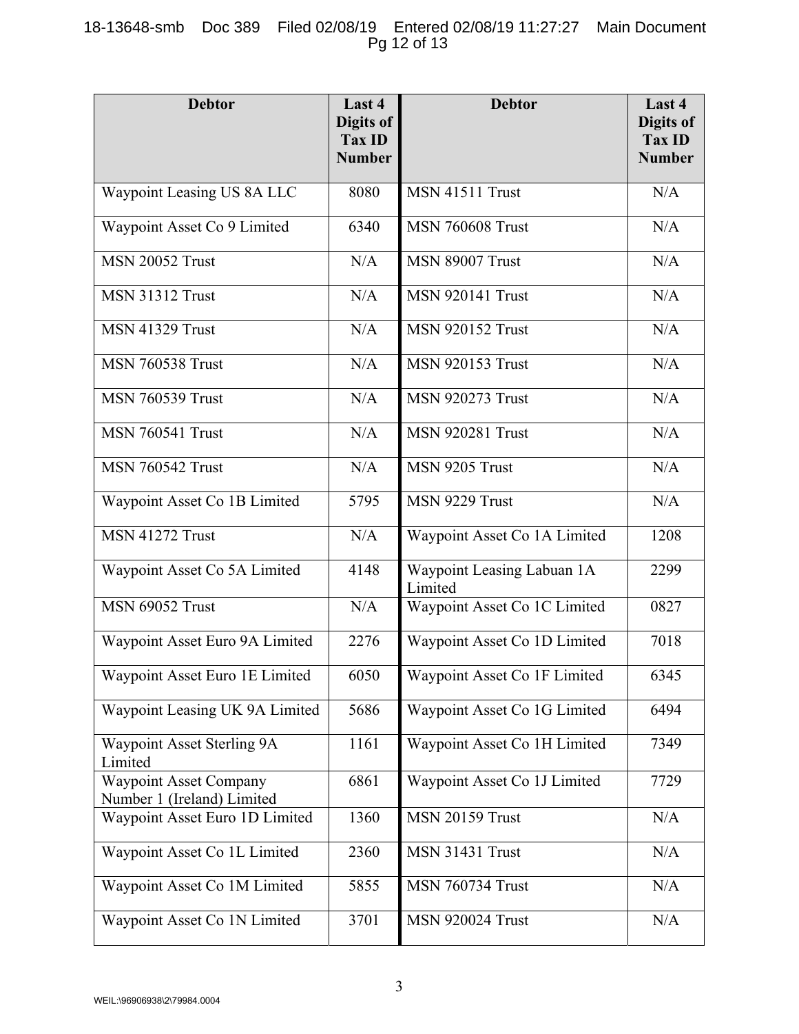| Debtor | Last 4 Digits of Tax ID Number | Debtor | Last 4 Digits of Tax ID Number |
|---|---|---|---|
| Waypoint Leasing US 8A LLC | 8080 | MSN 41511 Trust | N/A |
| Waypoint Asset Co 9 Limited | 6340 | MSN 760608 Trust | N/A |
| MSN 20052 Trust | N/A | MSN 89007 Trust | N/A |
| MSN 31312 Trust | N/A | MSN 920141 Trust | N/A |
| MSN 41329 Trust | N/A | MSN 920152 Trust | N/A |
| MSN 760538 Trust | N/A | MSN 920153 Trust | N/A |
| MSN 760539 Trust | N/A | MSN 920273 Trust | N/A |
| MSN 760541 Trust | N/A | MSN 920281 Trust | N/A |
| MSN 760542 Trust | N/A | MSN 9205 Trust | N/A |
| Waypoint Asset Co 1B Limited | 5795 | MSN 9229 Trust | N/A |
| MSN 41272 Trust | N/A | Waypoint Asset Co 1A Limited | 1208 |
| Waypoint Asset Co 5A Limited | 4148 | Waypoint Leasing Labuan 1A Limited | 2299 |
| MSN 69052 Trust | N/A | Waypoint Asset Co 1C Limited | 0827 |
| Waypoint Asset Euro 9A Limited | 2276 | Waypoint Asset Co 1D Limited | 7018 |
| Waypoint Asset Euro 1E Limited | 6050 | Waypoint Asset Co 1F Limited | 6345 |
| Waypoint Leasing UK 9A Limited | 5686 | Waypoint Asset Co 1G Limited | 6494 |
| Waypoint Asset Sterling 9A Limited | 1161 | Waypoint Asset Co 1H Limited | 7349 |
| Waypoint Asset Company Number 1 (Ireland) Limited | 6861 | Waypoint Asset Co 1J Limited | 7729 |
| Waypoint Asset Euro 1D Limited | 1360 | MSN 20159 Trust | N/A |
| Waypoint Asset Co 1L Limited | 2360 | MSN 31431 Trust | N/A |
| Waypoint Asset Co 1M Limited | 5855 | MSN 760734 Trust | N/A |
| Waypoint Asset Co 1N Limited | 3701 | MSN 920024 Trust | N/A |

WEIL:\96906938\2\79984.0004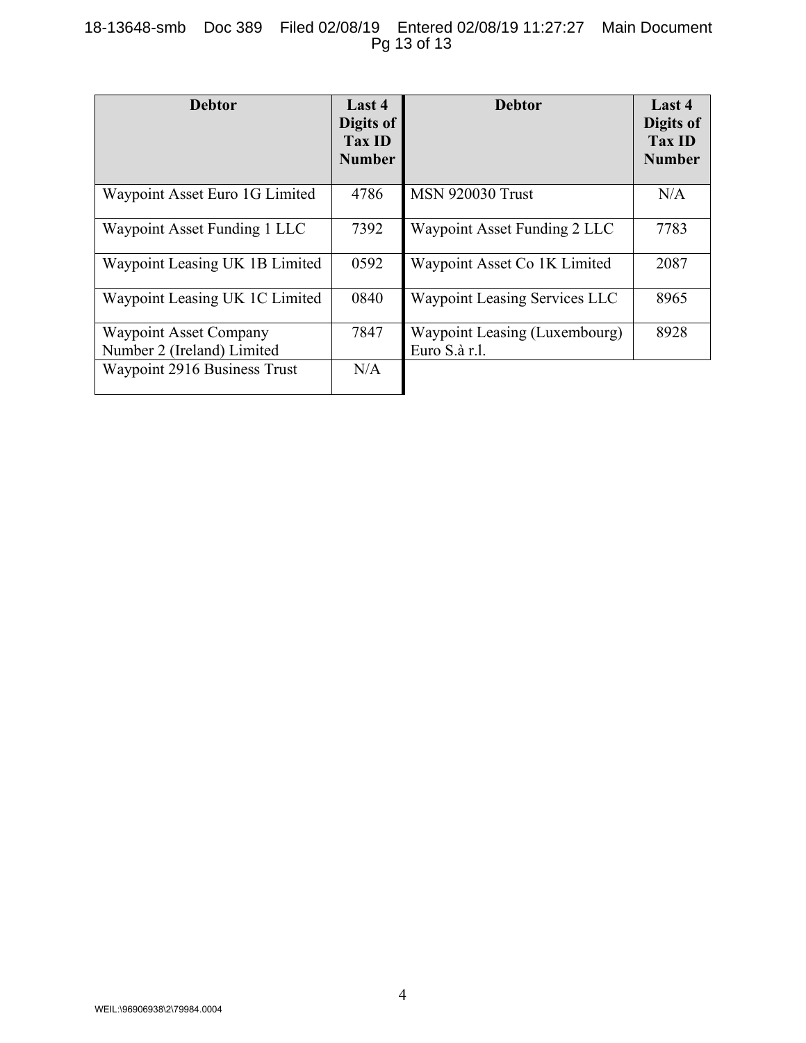| Debtor | Last 4 Digits of Tax ID Number | Debtor | Last 4 Digits of Tax ID Number |
|---|---|---|---|
| Waypoint Asset Euro 1G Limited | 4786 | MSN 920030 Trust | N/A |
| Waypoint Asset Funding 1 LLC | 7392 | Waypoint Asset Funding 2 LLC | 7783 |
| Waypoint Leasing UK 1B Limited | 0592 | Waypoint Asset Co 1K Limited | 2087 |
| Waypoint Leasing UK 1C Limited | 0840 | Waypoint Leasing Services LLC | 8965 |
| Waypoint Asset Company Number 2 (Ireland) Limited | 7847 | Waypoint Leasing (Luxembourg) Euro S.à r.l. | 8928 |
| Waypoint 2916 Business Trust | N/A | | |

WEIL:\96906938\2\79984.0004